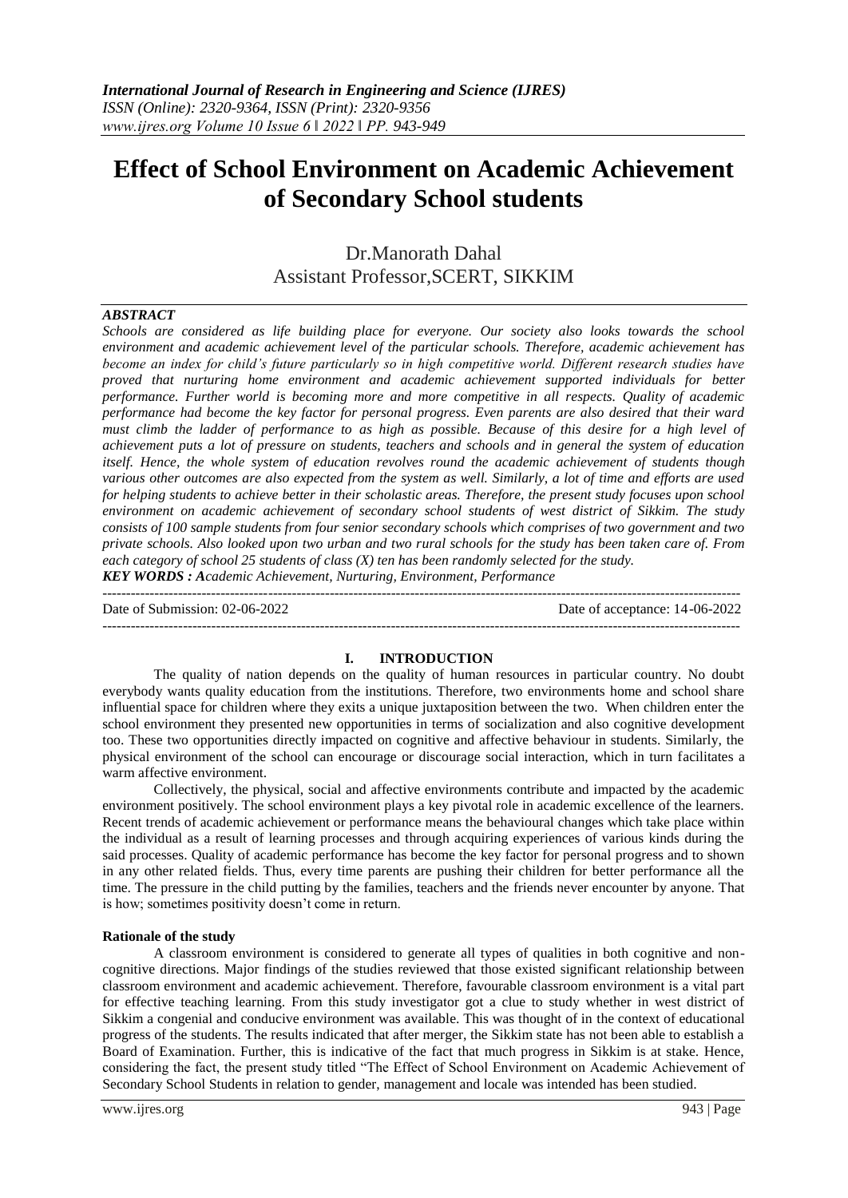# Effect of School Environment on Academic Achievement of Secondary School students

Dr.Manorath Dahal
Assistant Professor,SCERT, SIKKIM

## *ABSTRACT*

*Schools are considered as life building place for everyone. Our society also looks towards the school environment and academic achievement level of the particular schools. Therefore, academic achievement has become an index for child's future particularly so in high competitive world. Different research studies have proved that nurturing home environment and academic achievement supported individuals for better performance. Further world is becoming more and more competitive in all respects. Quality of academic performance had become the key factor for personal progress. Even parents are also desired that their ward must climb the ladder of performance to as high as possible. Because of this desire for a high level of achievement puts a lot of pressure on students, teachers and schools and in general the system of education itself. Hence, the whole system of education revolves round the academic achievement of students though various other outcomes are also expected from the system as well. Similarly, a lot of time and efforts are used for helping students to achieve better in their scholastic areas. Therefore, the present study focuses upon school environment on academic achievement of secondary school students of west district of Sikkim. The study consists of 100 sample students from four senior secondary schools which comprises of two government and two private schools. Also looked upon two urban and two rural schools for the study has been taken care of. From each category of school 25 students of class (X) ten has been randomly selected for the study.*

***KEY WORDS : Academic Achievement, Nurturing, Environment, Performance***

Date of Submission: 02-06-2022 Date of acceptance: 14-06-2022

## I. INTRODUCTION

The quality of nation depends on the quality of human resources in particular country. No doubt everybody wants quality education from the institutions. Therefore, two environments home and school share influential space for children where they exits a unique juxtaposition between the two. When children enter the school environment they presented new opportunities in terms of socialization and also cognitive development too. These two opportunities directly impacted on cognitive and affective behaviour in students. Similarly, the physical environment of the school can encourage or discourage social interaction, which in turn facilitates a warm affective environment.

Collectively, the physical, social and affective environments contribute and impacted by the academic environment positively. The school environment plays a key pivotal role in academic excellence of the learners. Recent trends of academic achievement or performance means the behavioural changes which take place within the individual as a result of learning processes and through acquiring experiences of various kinds during the said processes. Quality of academic performance has become the key factor for personal progress and to shown in any other related fields. Thus, every time parents are pushing their children for better performance all the time. The pressure in the child putting by the families, teachers and the friends never encounter by anyone. That is how; sometimes positivity doesn't come in return.

### Rationale of the study

A classroom environment is considered to generate all types of qualities in both cognitive and non-cognitive directions. Major findings of the studies reviewed that those existed significant relationship between classroom environment and academic achievement. Therefore, favourable classroom environment is a vital part for effective teaching learning. From this study investigator got a clue to study whether in west district of Sikkim a congenial and conducive environment was available. This was thought of in the context of educational progress of the students. The results indicated that after merger, the Sikkim state has not been able to establish a Board of Examination. Further, this is indicative of the fact that much progress in Sikkim is at stake. Hence, considering the fact, the present study titled "The Effect of School Environment on Academic Achievement of Secondary School Students in relation to gender, management and locale was intended has been studied.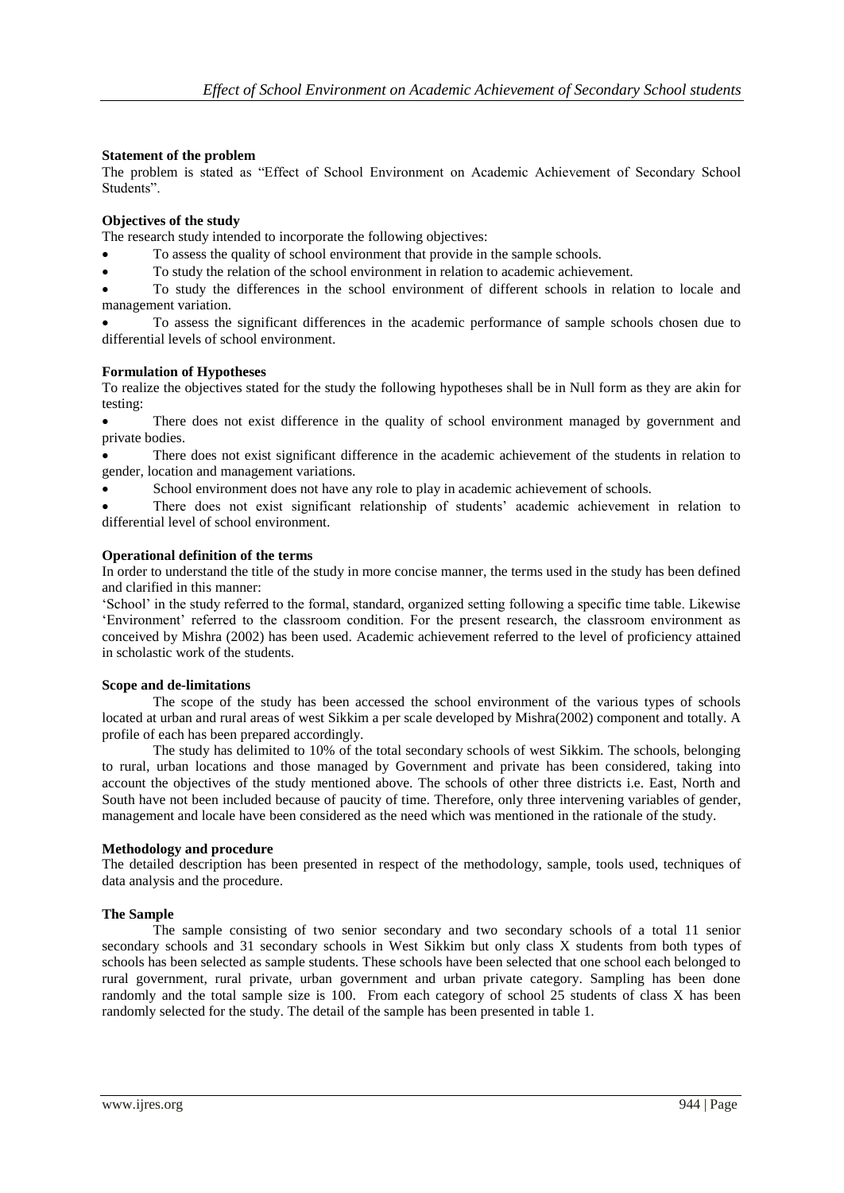**Statement of the problem**

The problem is stated as "Effect of School Environment on Academic Achievement of Secondary School Students".

**Objectives of the study**

The research study intended to incorporate the following objectives:

- To assess the quality of school environment that provide in the sample schools.
- To study the relation of the school environment in relation to academic achievement.
- To study the differences in the school environment of different schools in relation to locale and management variation.
- To assess the significant differences in the academic performance of sample schools chosen due to differential levels of school environment.

**Formulation of Hypotheses**

To realize the objectives stated for the study the following hypotheses shall be in Null form as they are akin for testing:

- There does not exist difference in the quality of school environment managed by government and private bodies.
- There does not exist significant difference in the academic achievement of the students in relation to gender, location and management variations.
- School environment does not have any role to play in academic achievement of schools.
- There does not exist significant relationship of students' academic achievement in relation to differential level of school environment.

**Operational definition of the terms**

In order to understand the title of the study in more concise manner, the terms used in the study has been defined and clarified in this manner:

'School' in the study referred to the formal, standard, organized setting following a specific time table. Likewise 'Environment' referred to the classroom condition. For the present research, the classroom environment as conceived by Mishra (2002) has been used. Academic achievement referred to the level of proficiency attained in scholastic work of the students.

**Scope and de-limitations**

The scope of the study has been accessed the school environment of the various types of schools located at urban and rural areas of west Sikkim a per scale developed by Mishra(2002) component and totally. A profile of each has been prepared accordingly.

The study has delimited to 10% of the total secondary schools of west Sikkim. The schools, belonging to rural, urban locations and those managed by Government and private has been considered, taking into account the objectives of the study mentioned above. The schools of other three districts i.e. East, North and South have not been included because of paucity of time. Therefore, only three intervening variables of gender, management and locale have been considered as the need which was mentioned in the rationale of the study.

**Methodology and procedure**

The detailed description has been presented in respect of the methodology, sample, tools used, techniques of data analysis and the procedure.

**The Sample**

The sample consisting of two senior secondary and two secondary schools of a total 11 senior secondary schools and 31 secondary schools in West Sikkim but only class X students from both types of schools has been selected as sample students. These schools have been selected that one school each belonged to rural government, rural private, urban government and urban private category. Sampling has been done randomly and the total sample size is 100. From each category of school 25 students of class X has been randomly selected for the study. The detail of the sample has been presented in table 1.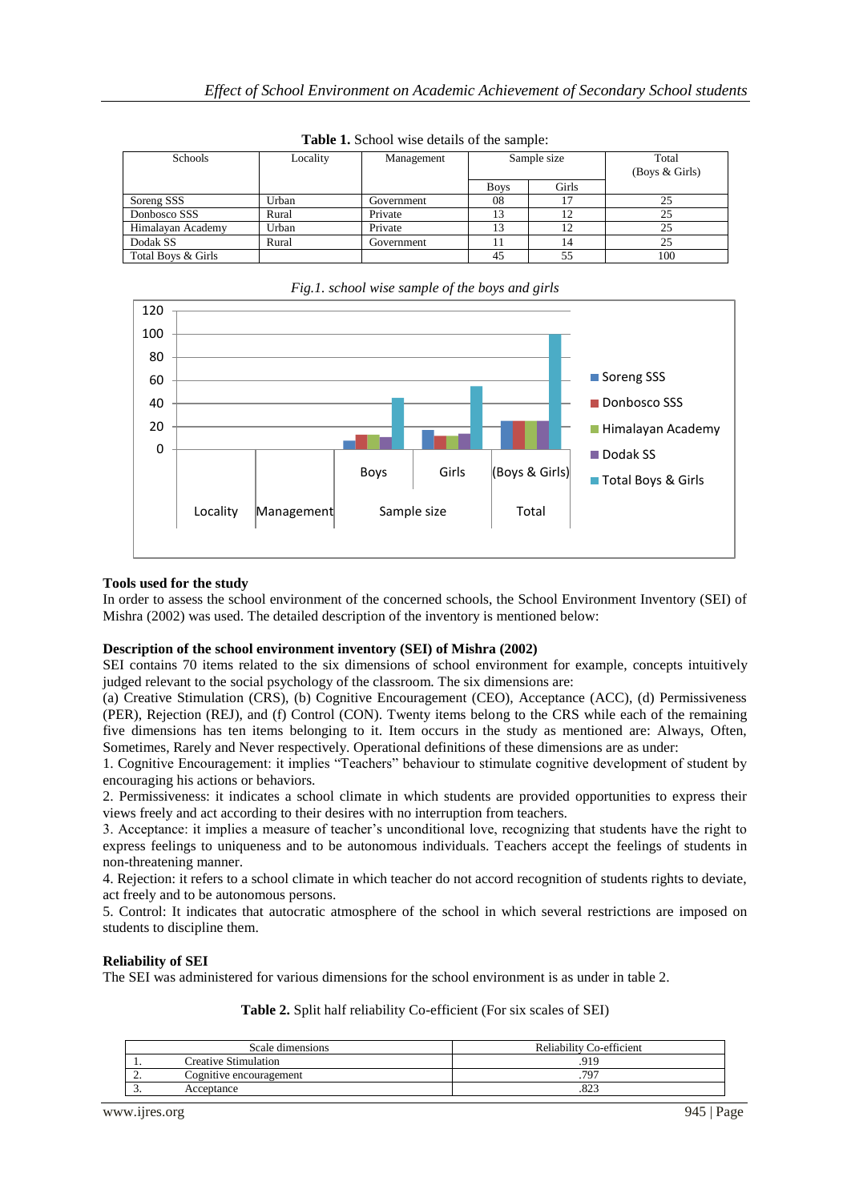**Table 1.** School wise details of the sample:

| Schools | Locality | Management | Sample size | | Total (Boys & Girls) |
|---|---|---|---|---|---|
| | | | Boys | Girls | |
| Soreng SSS | Urban | Government | 08 | 17 | 25 |
| Donbosco SSS | Rural | Private | 13 | 12 | 25 |
| Himalayan Academy | Urban | Private | 13 | 12 | 25 |
| Dodak SS | Rural | Government | 11 | 14 | 25 |
| Total Boys & Girls | | | 45 | 55 | 100 |

*Fig.1. school wise sample of the boys and girls*

**Tools used for the study**

In order to assess the school environment of the concerned schools, the School Environment Inventory (SEI) of Mishra (2002) was used. The detailed description of the inventory is mentioned below:

**Description of the school environment inventory (SEI) of Mishra (2002)**

SEI contains 70 items related to the six dimensions of school environment for example, concepts intuitively judged relevant to the social psychology of the classroom. The six dimensions are:

(a) Creative Stimulation (CRS), (b) Cognitive Encouragement (CEO), (c) Acceptance (ACC), (d) Permissiveness (PER), Rejection (REJ), and (f) Control (CON). Twenty items belong to the CRS while each of the remaining five dimensions has ten items belonging to it. Item occurs in the study as mentioned are: Always, Often, Sometimes, Rarely and Never respectively. Operational definitions of these dimensions are as under:

1. Cognitive Encouragement: it implies "Teachers" behaviour to stimulate cognitive development of student by encouraging his actions or behaviors.
2. Permissiveness: it indicates a school climate in which students are provided opportunities to express their views freely and act according to their desires with no interruption from teachers.
3. Acceptance: it implies a measure of teacher's unconditional love, recognizing that students have the right to express feelings to uniqueness and to be autonomous individuals. Teachers accept the feelings of students in non-threatening manner.
4. Rejection: it refers to a school climate in which teacher do not accord recognition of students rights to deviate, act freely and to be autonomous persons.
5. Control: It indicates that autocratic atmosphere of the school in which several restrictions are imposed on students to discipline them.

**Reliability of SEI**

The SEI was administered for various dimensions for the school environment is as under in table 2.

**Table 2.** Split half reliability Co-efficient (For six scales of SEI)

| | Scale dimensions | Reliability Co-efficient |
|---|---|---|
| 1. | Creative Stimulation | .919 |
| 2. | Cognitive encouragement | .797 |
| 3. | Acceptance | .823 |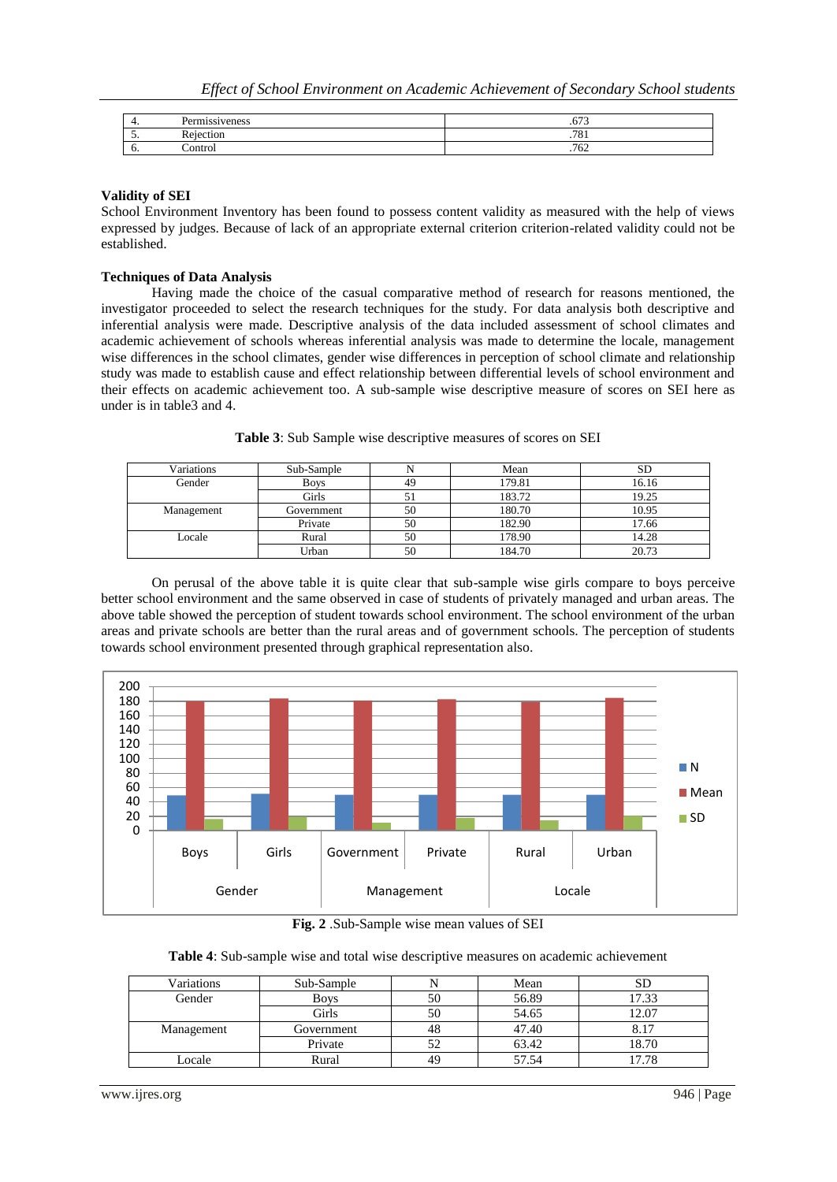| 4. | Permissiveness | .673 |
|---|---|---|
| 5. | Rejection | .781 |
| 6. | Control | .762 |

**Validity of SEI**

School Environment Inventory has been found to possess content validity as measured with the help of views expressed by judges. Because of lack of an appropriate external criterion criterion-related validity could not be established.

**Techniques of Data Analysis**

Having made the choice of the casual comparative method of research for reasons mentioned, the investigator proceeded to select the research techniques for the study. For data analysis both descriptive and inferential analysis were made. Descriptive analysis of the data included assessment of school climates and academic achievement of schools whereas inferential analysis was made to determine the locale, management wise differences in the school climates, gender wise differences in perception of school climate and relationship study was made to establish cause and effect relationship between differential levels of school environment and their effects on academic achievement too. A sub-sample wise descriptive measure of scores on SEI here as under is in table3 and 4.

**Table 3**: Sub Sample wise descriptive measures of scores on SEI

| Variations | Sub-Sample | N | Mean | SD |
|---|---|---|---|---|
| Gender | Boys | 49 | 179.81 | 16.16 |
| | Girls | 51 | 183.72 | 19.25 |
| Management | Government | 50 | 180.70 | 10.95 |
| | Private | 50 | 182.90 | 17.66 |
| Locale | Rural | 50 | 178.90 | 14.28 |
| | Urban | 50 | 184.70 | 20.73 |

On perusal of the above table it is quite clear that sub-sample wise girls compare to boys perceive better school environment and the same observed in case of students of privately managed and urban areas. The above table showed the perception of student towards school environment. The school environment of the urban areas and private schools are better than the rural areas and of government schools. The perception of students towards school environment presented through graphical representation also.

**Fig. 2** .Sub-Sample wise mean values of SEI

**Table 4**: Sub-sample wise and total wise descriptive measures on academic achievement

| Variations | Sub-Sample | N | Mean | SD |
|---|---|---|---|---|
| Gender | Boys | 50 | 56.89 | 17.33 |
| | Girls | 50 | 54.65 | 12.07 |
| Management | Government | 48 | 47.40 | 8.17 |
| | Private | 52 | 63.42 | 18.70 |
| Locale | Rural | 49 | 57.54 | 17.78 |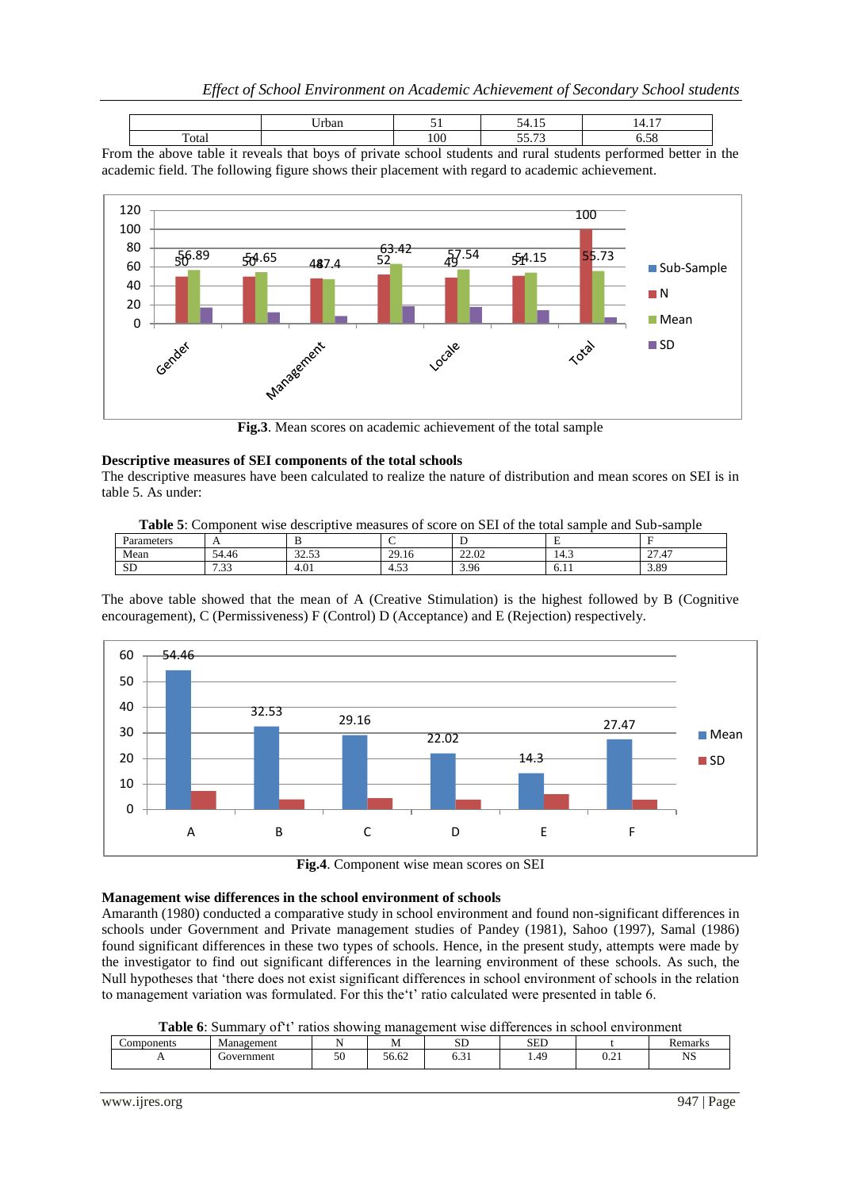|  | Urban | 51 | 54.15 | 14.17 |
|---|---|---|---|---|
| Total |  | 100 | 55.73 | 6.58 |

From the above table it reveals that boys of private school students and rural students performed better in the academic field. The following figure shows their placement with regard to academic achievement.

**Fig.3**. Mean scores on academic achievement of the total sample

### Descriptive measures of SEI components of the total schools

The descriptive measures have been calculated to realize the nature of distribution and mean scores on SEI is in table 5. As under:

**Table 5**: Component wise descriptive measures of score on SEI of the total sample and Sub-sample

| Parameters | A | B | C | D | E | F |
|---|---|---|---|---|---|---|
| Mean | 54.46 | 32.53 | 29.16 | 22.02 | 14.3 | 27.47 |
| SD | 7.33 | 4.01 | 4.53 | 3.96 | 6.11 | 3.89 |

The above table showed that the mean of A (Creative Stimulation) is the highest followed by B (Cognitive encouragement), C (Permissiveness) F (Control) D (Acceptance) and E (Rejection) respectively.

**Fig.4**. Component wise mean scores on SEI

### Management wise differences in the school environment of schools

Amaranth (1980) conducted a comparative study in school environment and found non-significant differences in schools under Government and Private management studies of Pandey (1981), Sahoo (1997), Samal (1986) found significant differences in these two types of schools. Hence, in the present study, attempts were made by the investigator to find out significant differences in the learning environment of these schools. As such, the Null hypotheses that 'there does not exist significant differences in school environment of schools in the relation to management variation was formulated. For this the't' ratio calculated were presented in table 6.

**Table 6**: Summary of't' ratios showing management wise differences in school environment

| Components | Management | N | M | SD | SED | t | Remarks |
|---|---|---|---|---|---|---|---|
| A | Government | 50 | 56.62 | 6.31 | 1.49 | 0.21 | NS |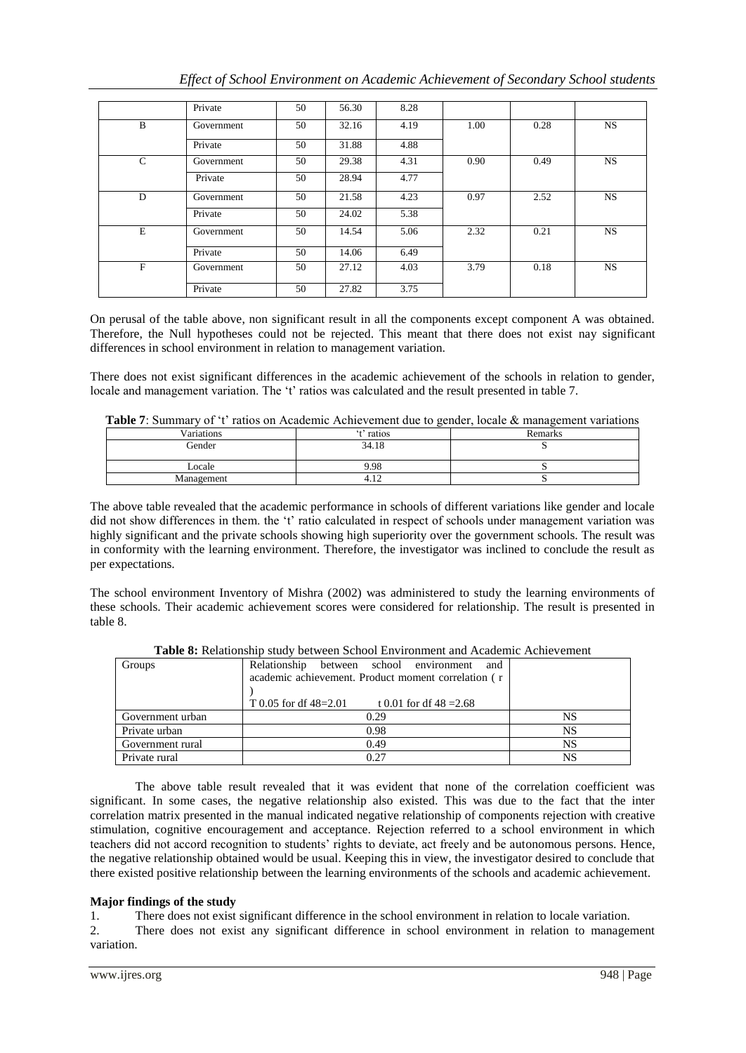| | Private | 50 | 56.30 | 8.28 | | | |
|---|---|---|---|---|---|---|---|
| B | Government | 50 | 32.16 | 4.19 | 1.00 | 0.28 | NS |
| | Private | 50 | 31.88 | 4.88 | | | |
| C | Government | 50 | 29.38 | 4.31 | 0.90 | 0.49 | NS |
| | Private | 50 | 28.94 | 4.77 | | | |
| D | Government | 50 | 21.58 | 4.23 | 0.97 | 2.52 | NS |
| | Private | 50 | 24.02 | 5.38 | | | |
| E | Government | 50 | 14.54 | 5.06 | 2.32 | 0.21 | NS |
| | Private | 50 | 14.06 | 6.49 | | | |
| F | Government | 50 | 27.12 | 4.03 | 3.79 | 0.18 | NS |
| | Private | 50 | 27.82 | 3.75 | | | |

On perusal of the table above, non significant result in all the components except component A was obtained. Therefore, the Null hypotheses could not be rejected. This meant that there does not exist nay significant differences in school environment in relation to management variation.

There does not exist significant differences in the academic achievement of the schools in relation to gender, locale and management variation. The 't' ratios was calculated and the result presented in table 7.

**Table 7**: Summary of 't' ratios on Academic Achievement due to gender, locale & management variations

| Variations | 't' ratios | Remarks |
|---|---|---|
| Gender | 34.18 | S |
| Locale | 9.98 | S |
| Management | 4.12 | S |

The above table revealed that the academic performance in schools of different variations like gender and locale did not show differences in them. the 't' ratio calculated in respect of schools under management variation was highly significant and the private schools showing high superiority over the government schools. The result was in conformity with the learning environment. Therefore, the investigator was inclined to conclude the result as per expectations.

The school environment Inventory of Mishra (2002) was administered to study the learning environments of these schools. Their academic achievement scores were considered for relationship. The result is presented in table 8.

**Table 8:** Relationship study between School Environment and Academic Achievement

| Groups | Relationship between school environment and academic achievement. Product moment correlation ( r ) <br> T 0.05 for df 48=2.01 t 0.01 for df 48 =2.68 | |
|---|---|---|
| Government urban | 0.29 | NS |
| Private urban | 0.98 | NS |
| Government rural | 0.49 | NS |
| Private rural | 0.27 | NS |

The above table result revealed that it was evident that none of the correlation coefficient was significant. In some cases, the negative relationship also existed. This was due to the fact that the inter correlation matrix presented in the manual indicated negative relationship of components rejection with creative stimulation, cognitive encouragement and acceptance. Rejection referred to a school environment in which teachers did not accord recognition to students' rights to deviate, act freely and be autonomous persons. Hence, the negative relationship obtained would be usual. Keeping this in view, the investigator desired to conclude that there existed positive relationship between the learning environments of the schools and academic achievement.

**Major findings of the study**

1. There does not exist significant difference in the school environment in relation to locale variation.
2. There does not exist any significant difference in school environment in relation to management variation.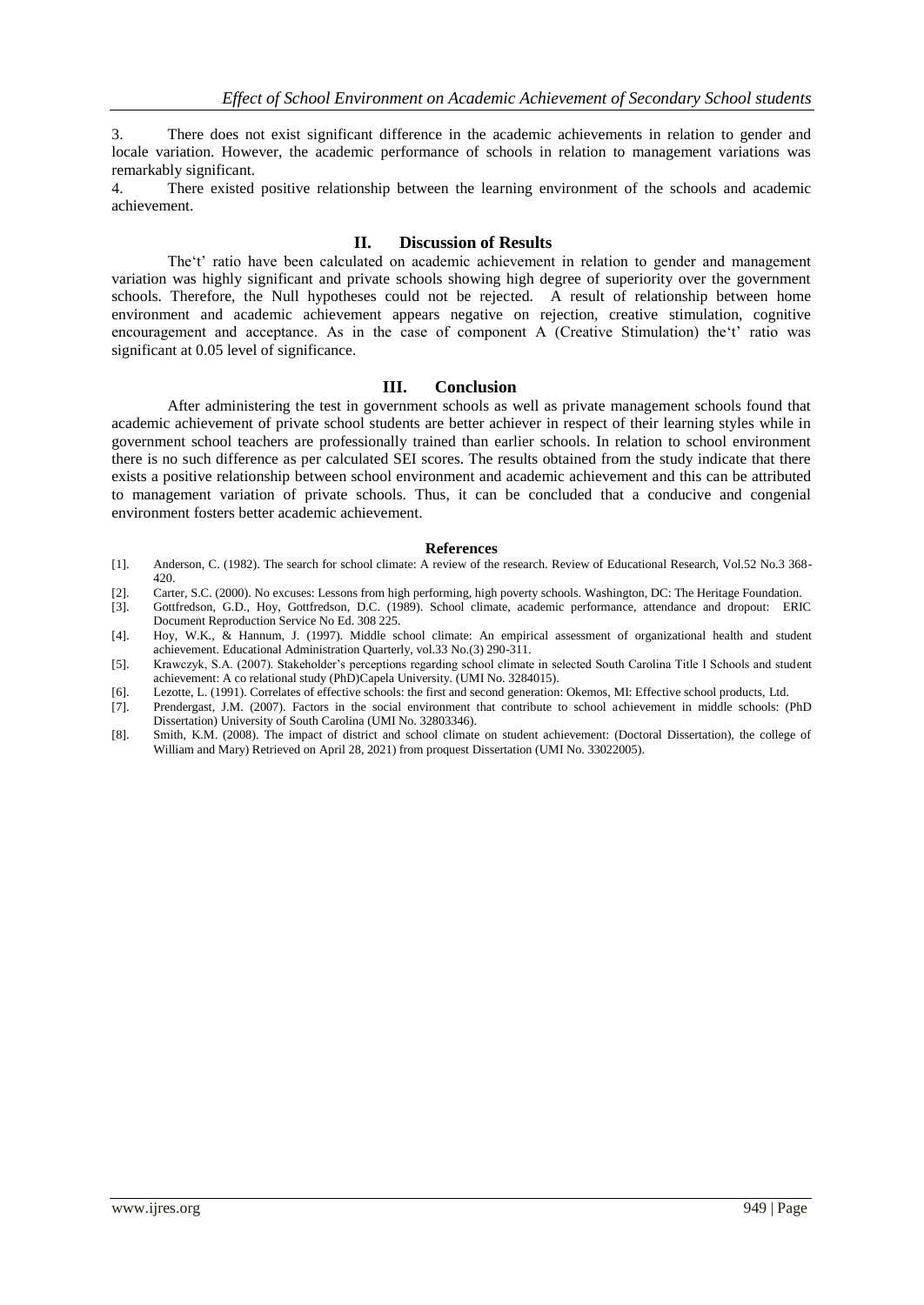3. There does not exist significant difference in the academic achievements in relation to gender and locale variation. However, the academic performance of schools in relation to management variations was remarkably significant.

4. There existed positive relationship between the learning environment of the schools and academic achievement.

## II. Discussion of Results

The't' ratio have been calculated on academic achievement in relation to gender and management variation was highly significant and private schools showing high degree of superiority over the government schools. Therefore, the Null hypotheses could not be rejected. A result of relationship between home environment and academic achievement appears negative on rejection, creative stimulation, cognitive encouragement and acceptance. As in the case of component A (Creative Stimulation) the't' ratio was significant at 0.05 level of significance.

## III. Conclusion

After administering the test in government schools as well as private management schools found that academic achievement of private school students are better achiever in respect of their learning styles while in government school teachers are professionally trained than earlier schools. In relation to school environment there is no such difference as per calculated SEI scores. The results obtained from the study indicate that there exists a positive relationship between school environment and academic achievement and this can be attributed to management variation of private schools. Thus, it can be concluded that a conducive and congenial environment fosters better academic achievement.

## References

[1]. Anderson, C. (1982). The search for school climate: A review of the research. Review of Educational Research, Vol.52 No.3 368-420.

[2]. Carter, S.C. (2000). No excuses: Lessons from high performing, high poverty schools. Washington, DC: The Heritage Foundation.

[3]. Gottfredson, G.D., Hoy, Gottfredson, D.C. (1989). School climate, academic performance, attendance and dropout: ERIC Document Reproduction Service No Ed. 308 225.

[4]. Hoy, W.K., & Hannum, J. (1997). Middle school climate: An empirical assessment of organizational health and student achievement. Educational Administration Quarterly, vol.33 No.(3) 290-311.

[5]. Krawczyk, S.A. (2007). Stakeholder's perceptions regarding school climate in selected South Carolina Title I Schools and student achievement: A co relational study (PhD)Capela University. (UMI No. 3284015).

[6]. Lezotte, L. (1991). Correlates of effective schools: the first and second generation: Okemos, MI: Effective school products, Ltd.

[7]. Prendergast, J.M. (2007). Factors in the social environment that contribute to school achievement in middle schools: (PhD Dissertation) University of South Carolina (UMI No. 32803346).

[8]. Smith, K.M. (2008). The impact of district and school climate on student achievement: (Doctoral Dissertation), the college of William and Mary) Retrieved on April 28, 2021) from proquest Dissertation (UMI No. 33022005).